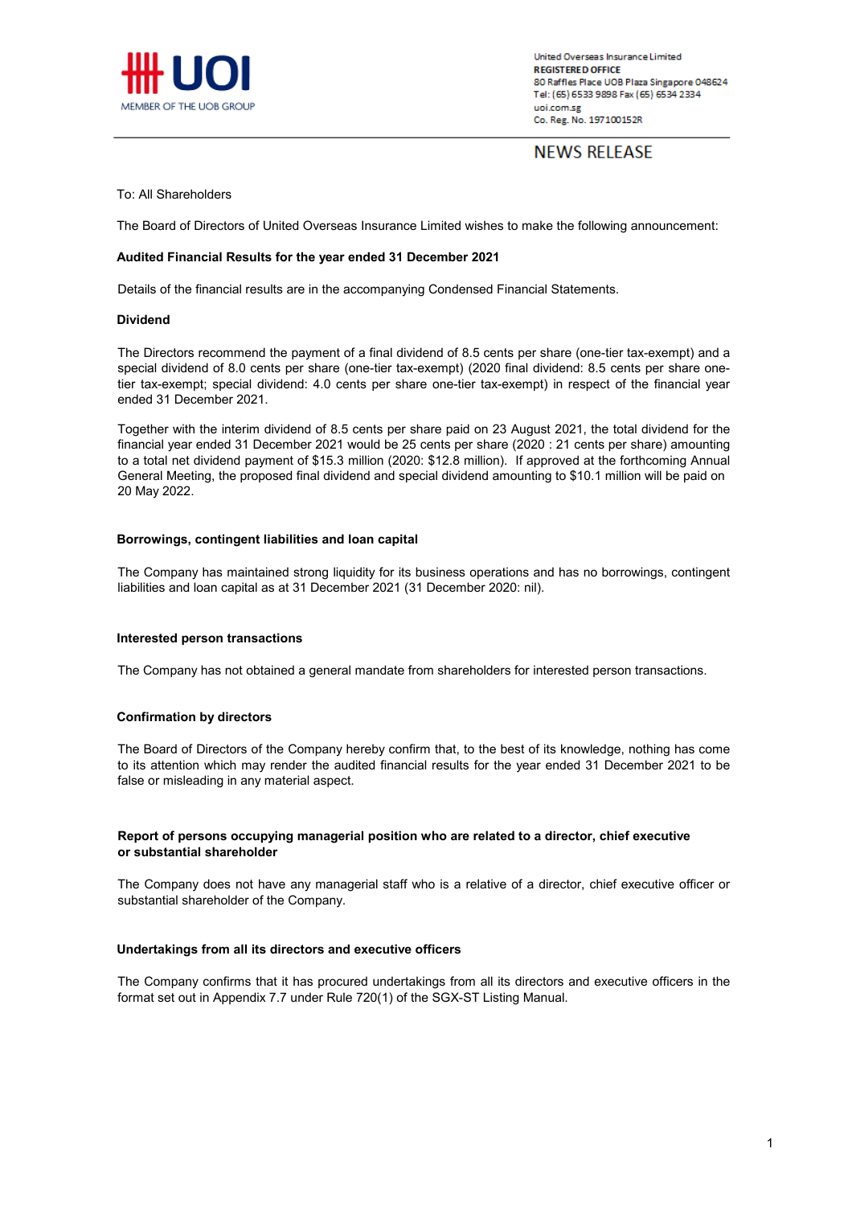United Overseas Insurance Limited
**REGISTERED OFFICE**
80 Raffles Place UOB Plaza Singapore 048624
Tel: (65) 6533 9898 Fax (65) 6534 2334
uoi.com.sg
Co. Reg. No. 197100152R

# NEWS RELEASE

To: All Shareholders

The Board of Directors of United Overseas Insurance Limited wishes to make the following announcement:

**Audited Financial Results for the year ended 31 December 2021**

Details of the financial results are in the accompanying Condensed Financial Statements.

**Dividend**

The Directors recommend the payment of a final dividend of 8.5 cents per share (one-tier tax-exempt) and a special dividend of 8.0 cents per share (one-tier tax-exempt) (2020 final dividend: 8.5 cents per share one-tier tax-exempt; special dividend: 4.0 cents per share one-tier tax-exempt) in respect of the financial year ended 31 December 2021.

Together with the interim dividend of 8.5 cents per share paid on 23 August 2021, the total dividend for the financial year ended 31 December 2021 would be 25 cents per share (2020 : 21 cents per share) amounting to a total net dividend payment of $15.3 million (2020: $12.8 million). If approved at the forthcoming Annual General Meeting, the proposed final dividend and special dividend amounting to $10.1 million will be paid on 20 May 2022.

**Borrowings, contingent liabilities and loan capital**

The Company has maintained strong liquidity for its business operations and has no borrowings, contingent liabilities and loan capital as at 31 December 2021 (31 December 2020: nil).

**Interested person transactions**

The Company has not obtained a general mandate from shareholders for interested person transactions.

**Confirmation by directors**

The Board of Directors of the Company hereby confirm that, to the best of its knowledge, nothing has come to its attention which may render the audited financial results for the year ended 31 December 2021 to be false or misleading in any material aspect.

**Report of persons occupying managerial position who are related to a director, chief executive or substantial shareholder**

The Company does not have any managerial staff who is a relative of a director, chief executive officer or substantial shareholder of the Company.

**Undertakings from all its directors and executive officers**

The Company confirms that it has procured undertakings from all its directors and executive officers in the format set out in Appendix 7.7 under Rule 720(1) of the SGX-ST Listing Manual.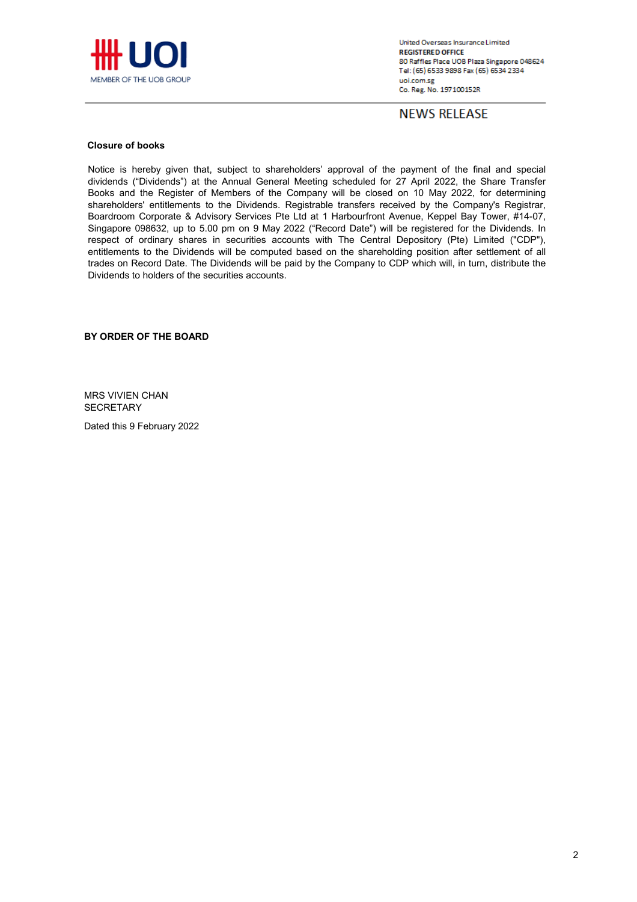UOI

MEMBER OF THE UOB GROUP

United Overseas Insurance Limited
**REGISTERED OFFICE**
80 Raffles Place UOB Plaza Singapore 048624
Tel: (65) 6533 9898 Fax (65) 6534 2334
uoi.com.sg
Co. Reg. No. 197100152R

NEWS RELEASE

**Closure of books**

Notice is hereby given that, subject to shareholders' approval of the payment of the final and special dividends ("Dividends") at the Annual General Meeting scheduled for 27 April 2022, the Share Transfer Books and the Register of Members of the Company will be closed on 10 May 2022, for determining shareholders' entitlements to the Dividends. Registrable transfers received by the Company's Registrar, Boardroom Corporate & Advisory Services Pte Ltd at 1 Harbourfront Avenue, Keppel Bay Tower, #14-07, Singapore 098632, up to 5.00 pm on 9 May 2022 ("Record Date") will be registered for the Dividends. In respect of ordinary shares in securities accounts with The Central Depository (Pte) Limited ("CDP"), entitlements to the Dividends will be computed based on the shareholding position after settlement of all trades on Record Date. The Dividends will be paid by the Company to CDP which will, in turn, distribute the Dividends to holders of the securities accounts.

**BY ORDER OF THE BOARD**

MRS VIVIEN CHAN
SECRETARY

Dated this 9 February 2022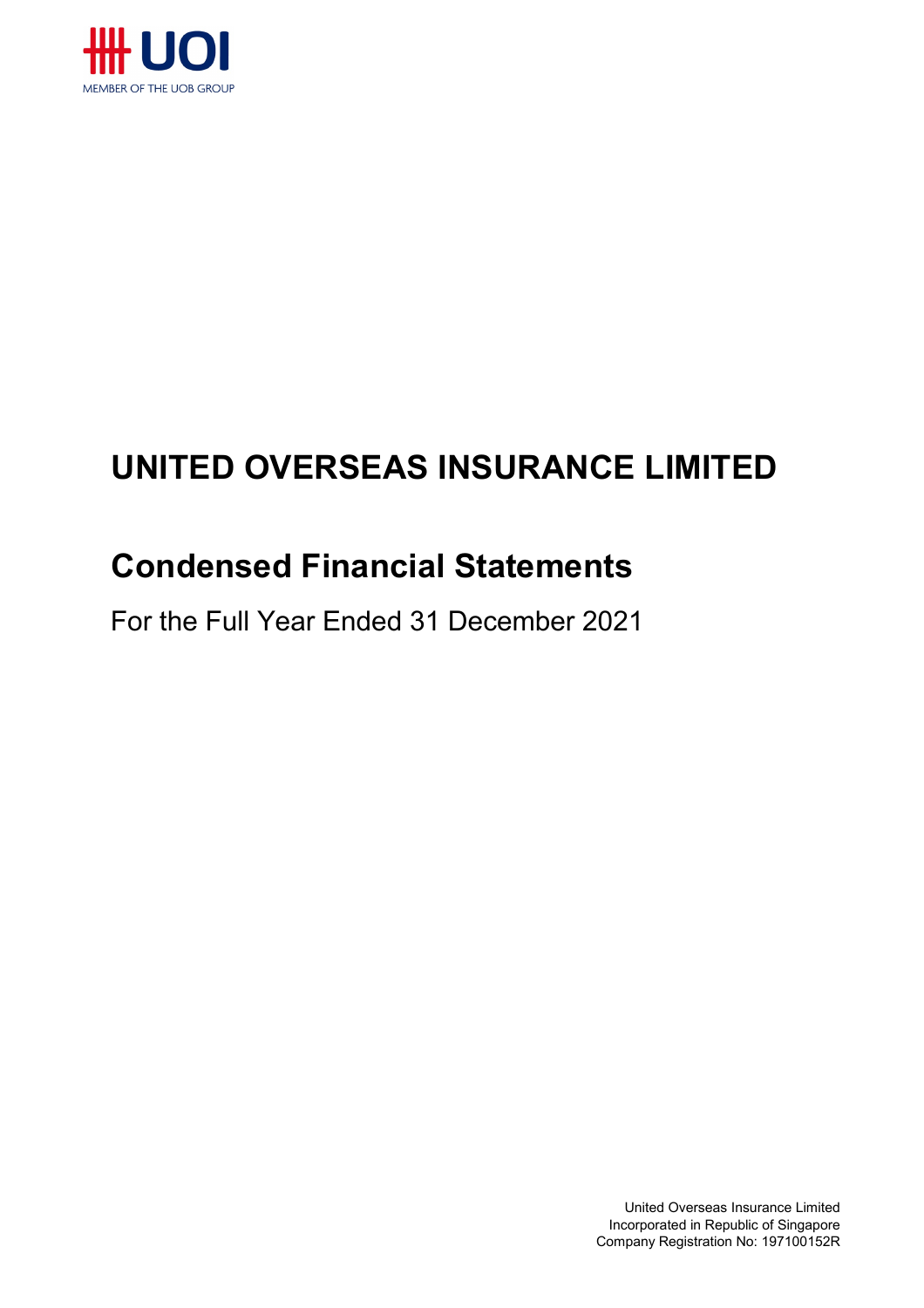# UNITED OVERSEAS INSURANCE LIMITED

## Condensed Financial Statements

For the Full Year Ended 31 December 2021

United Overseas Insurance Limited
Incorporated in Republic of Singapore
Company Registration No: 197100152R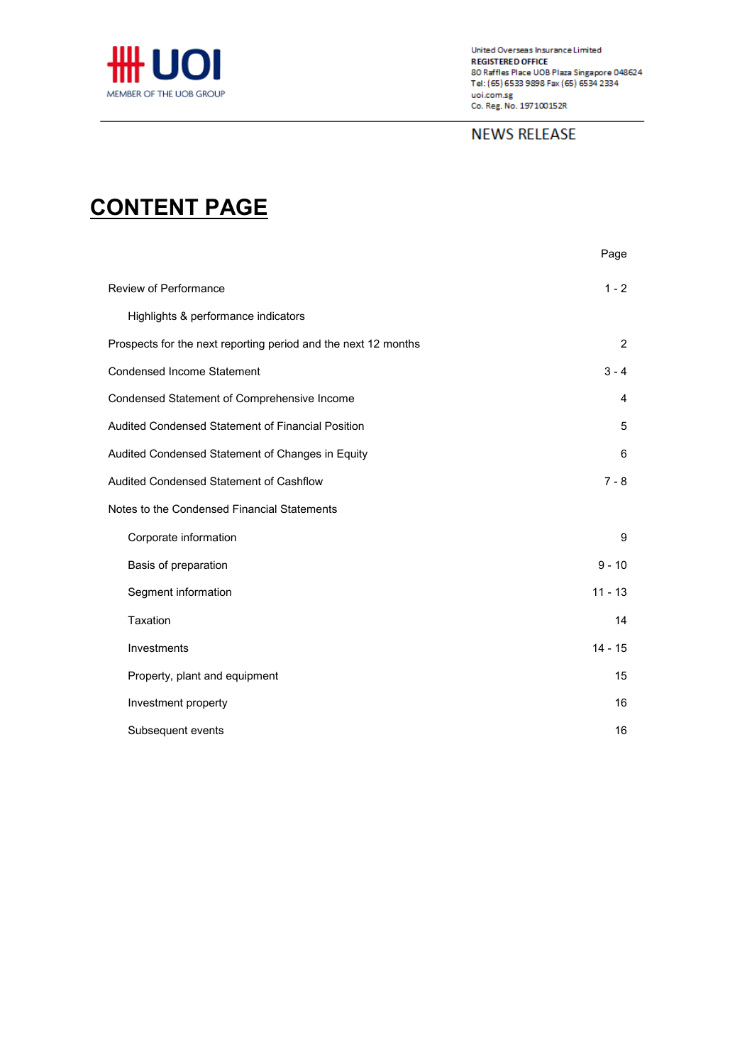United Overseas Insurance Limited
**REGISTERED OFFICE**
80 Raffles Place UOB Plaza Singapore 048624
Tel: (65) 6533 9898 Fax (65) 6534 2334
uoi.com.sg
Co. Reg. No. 197100152R

NEWS RELEASE

# CONTENT PAGE

| | Page |
|---|---|
| Review of Performance | 1 - 2 |
| Highlights & performance indicators | |
| Prospects for the next reporting period and the next 12 months | 2 |
| Condensed Income Statement | 3 - 4 |
| Condensed Statement of Comprehensive Income | 4 |
| Audited Condensed Statement of Financial Position | 5 |
| Audited Condensed Statement of Changes in Equity | 6 |
| Audited Condensed Statement of Cashflow | 7 - 8 |
| Notes to the Condensed Financial Statements | |
| Corporate information | 9 |
| Basis of preparation | 9 - 10 |
| Segment information | 11 - 13 |
| Taxation | 14 |
| Investments | 14 - 15 |
| Property, plant and equipment | 15 |
| Investment property | 16 |
| Subsequent events | 16 |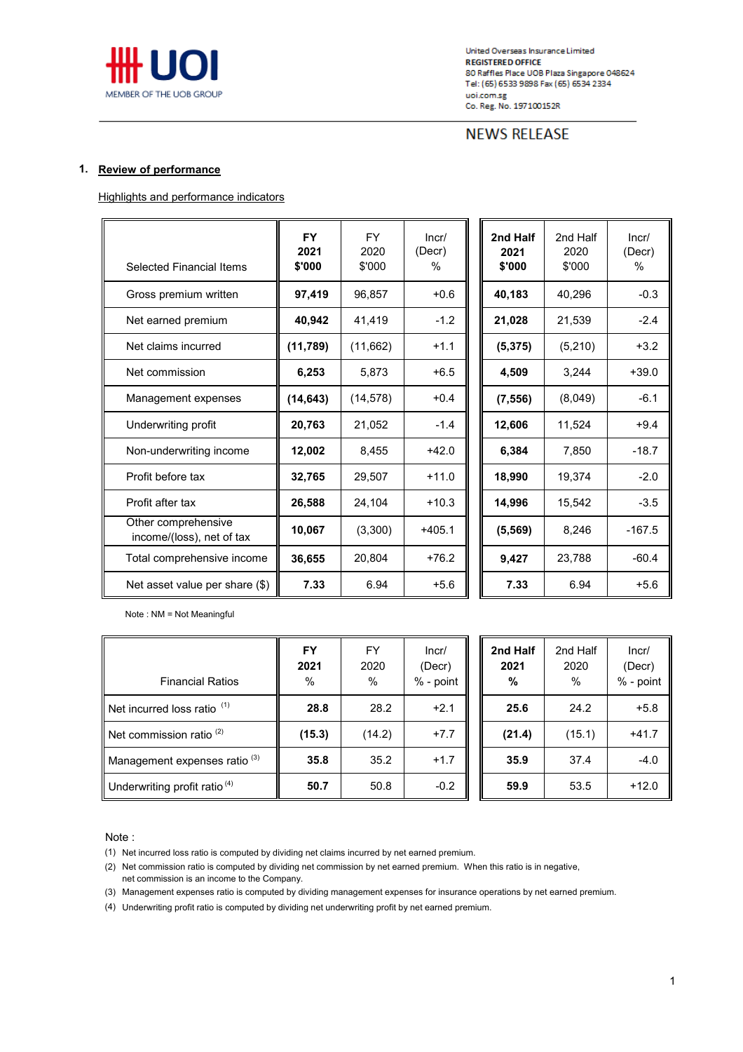UOI
MEMBER OF THE UOB GROUP

United Overseas Insurance Limited
**REGISTERED OFFICE**
80 Raffles Place UOB Plaza Singapore 048624
Tel: (65) 6533 9898 Fax (65) 6534 2334
uoi.com.sg
Co. Reg. No. 197100152R

NEWS RELEASE

## 1. Review of performance

Highlights and performance indicators

| Selected Financial Items | **FY 2021 $'000** | FY 2020 $'000 | Incr/ (Decr) % | **2nd Half 2021 $'000** | 2nd Half 2020 $'000 | Incr/ (Decr) % |
|---|---|---|---|---|---|---|
| Gross premium written | **97,419** | 96,857 | +0.6 | **40,183** | 40,296 | -0.3 |
| Net earned premium | **40,942** | 41,419 | -1.2 | **21,028** | 21,539 | -2.4 |
| Net claims incurred | **(11,789)** | (11,662) | +1.1 | **(5,375)** | (5,210) | +3.2 |
| Net commission | **6,253** | 5,873 | +6.5 | **4,509** | 3,244 | +39.0 |
| Management expenses | **(14,643)** | (14,578) | +0.4 | **(7,556)** | (8,049) | -6.1 |
| Underwriting profit | **20,763** | 21,052 | -1.4 | **12,606** | 11,524 | +9.4 |
| Non-underwriting income | **12,002** | 8,455 | +42.0 | **6,384** | 7,850 | -18.7 |
| Profit before tax | **32,765** | 29,507 | +11.0 | **18,990** | 19,374 | -2.0 |
| Profit after tax | **26,588** | 24,104 | +10.3 | **14,996** | 15,542 | -3.5 |
| Other comprehensive income/(loss), net of tax | **10,067** | (3,300) | +405.1 | **(5,569)** | 8,246 | -167.5 |
| Total comprehensive income | **36,655** | 20,804 | +76.2 | **9,427** | 23,788 | -60.4 |
| Net asset value per share ($) | **7.33** | 6.94 | +5.6 | **7.33** | 6.94 | +5.6 |

Note : NM = Not Meaningful

| Financial Ratios | **FY 2021 %** | FY 2020 % | Incr/ (Decr) % - point | **2nd Half 2021 %** | 2nd Half 2020 % | Incr/ (Decr) % - point |
|---|---|---|---|---|---|---|
| Net incurred loss ratio [(1)] | **28.8** | 28.2 | +2.1 | **25.6** | 24.2 | +5.8 |
| Net commission ratio [(2)] | **(15.3)** | (14.2) | +7.7 | **(21.4)** | (15.1) | +41.7 |
| Management expenses ratio [(3)] | **35.8** | 35.2 | +1.7 | **35.9** | 37.4 | -4.0 |
| Underwriting profit ratio [(4)] | **50.7** | 50.8 | -0.2 | **59.9** | 53.5 | +12.0 |

Note :

(1) Net incurred loss ratio is computed by dividing net claims incurred by net earned premium.

(2) Net commission ratio is computed by dividing net commission by net earned premium. When this ratio is in negative, net commission is an income to the Company.

(3) Management expenses ratio is computed by dividing management expenses for insurance operations by net earned premium.

(4) Underwriting profit ratio is computed by dividing net underwriting profit by net earned premium.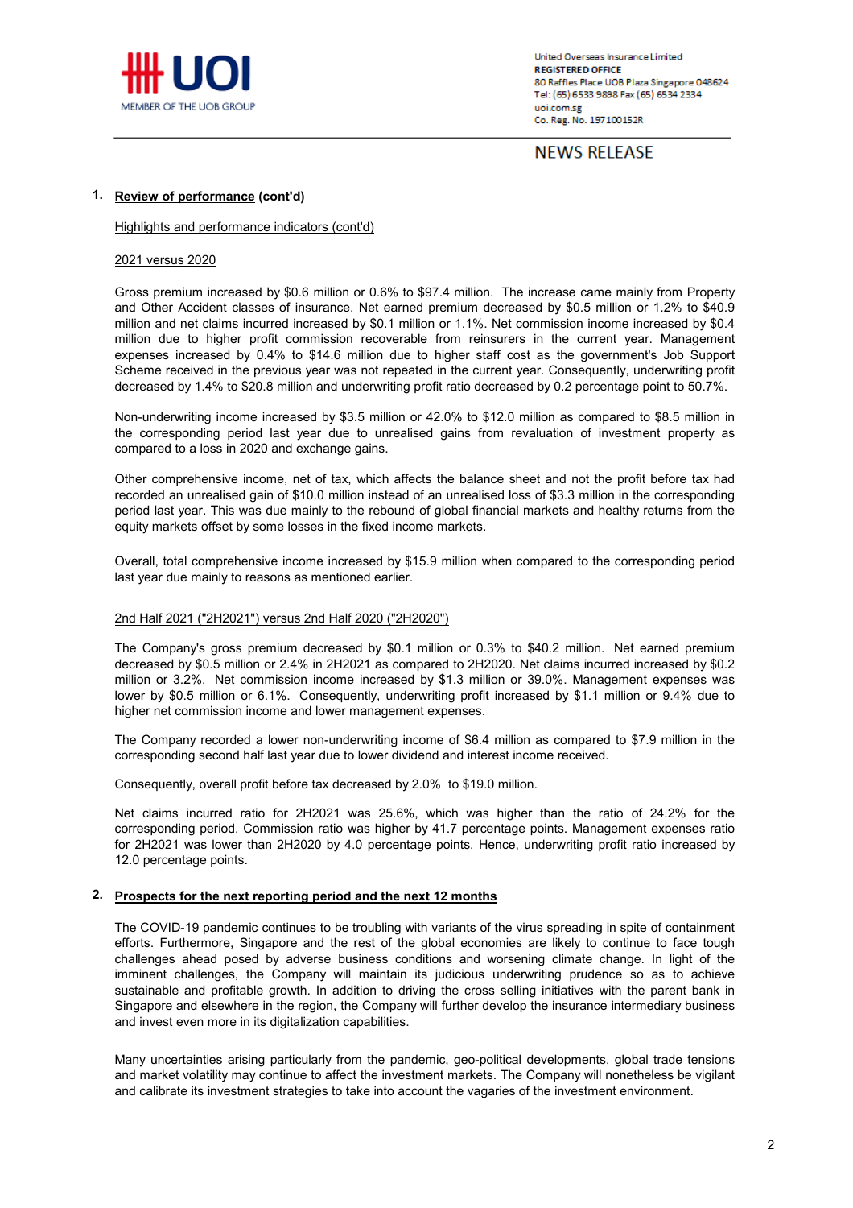United Overseas Insurance Limited
**REGISTERED OFFICE**
80 Raffles Place UOB Plaza Singapore 048624
Tel: (65) 6533 9898 Fax (65) 6534 2334
uoi.com.sg
Co. Reg. No. 197100152R

NEWS RELEASE

## 1. Review of performance (cont'd)

Highlights and performance indicators (cont'd)

2021 versus 2020

Gross premium increased by $0.6 million or 0.6% to $97.4 million. The increase came mainly from Property and Other Accident classes of insurance. Net earned premium decreased by $0.5 million or 1.2% to $40.9 million and net claims incurred increased by $0.1 million or 1.1%. Net commission income increased by $0.4 million due to higher profit commission recoverable from reinsurers in the current year. Management expenses increased by 0.4% to $14.6 million due to higher staff cost as the government's Job Support Scheme received in the previous year was not repeated in the current year. Consequently, underwriting profit decreased by 1.4% to $20.8 million and underwriting profit ratio decreased by 0.2 percentage point to 50.7%.

Non-underwriting income increased by $3.5 million or 42.0% to $12.0 million as compared to $8.5 million in the corresponding period last year due to unrealised gains from revaluation of investment property as compared to a loss in 2020 and exchange gains.

Other comprehensive income, net of tax, which affects the balance sheet and not the profit before tax had recorded an unrealised gain of $10.0 million instead of an unrealised loss of $3.3 million in the corresponding period last year. This was due mainly to the rebound of global financial markets and healthy returns from the equity markets offset by some losses in the fixed income markets.

Overall, total comprehensive income increased by $15.9 million when compared to the corresponding period last year due mainly to reasons as mentioned earlier.

2nd Half 2021 ("2H2021") versus 2nd Half 2020 ("2H2020")

The Company's gross premium decreased by $0.1 million or 0.3% to $40.2 million. Net earned premium decreased by $0.5 million or 2.4% in 2H2021 as compared to 2H2020. Net claims incurred increased by $0.2 million or 3.2%. Net commission income increased by $1.3 million or 39.0%. Management expenses was lower by $0.5 million or 6.1%. Consequently, underwriting profit increased by $1.1 million or 9.4% due to higher net commission income and lower management expenses.

The Company recorded a lower non-underwriting income of $6.4 million as compared to $7.9 million in the corresponding second half last year due to lower dividend and interest income received.

Consequently, overall profit before tax decreased by 2.0% to $19.0 million.

Net claims incurred ratio for 2H2021 was 25.6%, which was higher than the ratio of 24.2% for the corresponding period. Commission ratio was higher by 41.7 percentage points. Management expenses ratio for 2H2021 was lower than 2H2020 by 4.0 percentage points. Hence, underwriting profit ratio increased by 12.0 percentage points.

## 2. Prospects for the next reporting period and the next 12 months

The COVID-19 pandemic continues to be troubling with variants of the virus spreading in spite of containment efforts. Furthermore, Singapore and the rest of the global economies are likely to continue to face tough challenges ahead posed by adverse business conditions and worsening climate change. In light of the imminent challenges, the Company will maintain its judicious underwriting prudence so as to achieve sustainable and profitable growth. In addition to driving the cross selling initiatives with the parent bank in Singapore and elsewhere in the region, the Company will further develop the insurance intermediary business and invest even more in its digitalization capabilities.

Many uncertainties arising particularly from the pandemic, geo-political developments, global trade tensions and market volatility may continue to affect the investment markets. The Company will nonetheless be vigilant and calibrate its investment strategies to take into account the vagaries of the investment environment.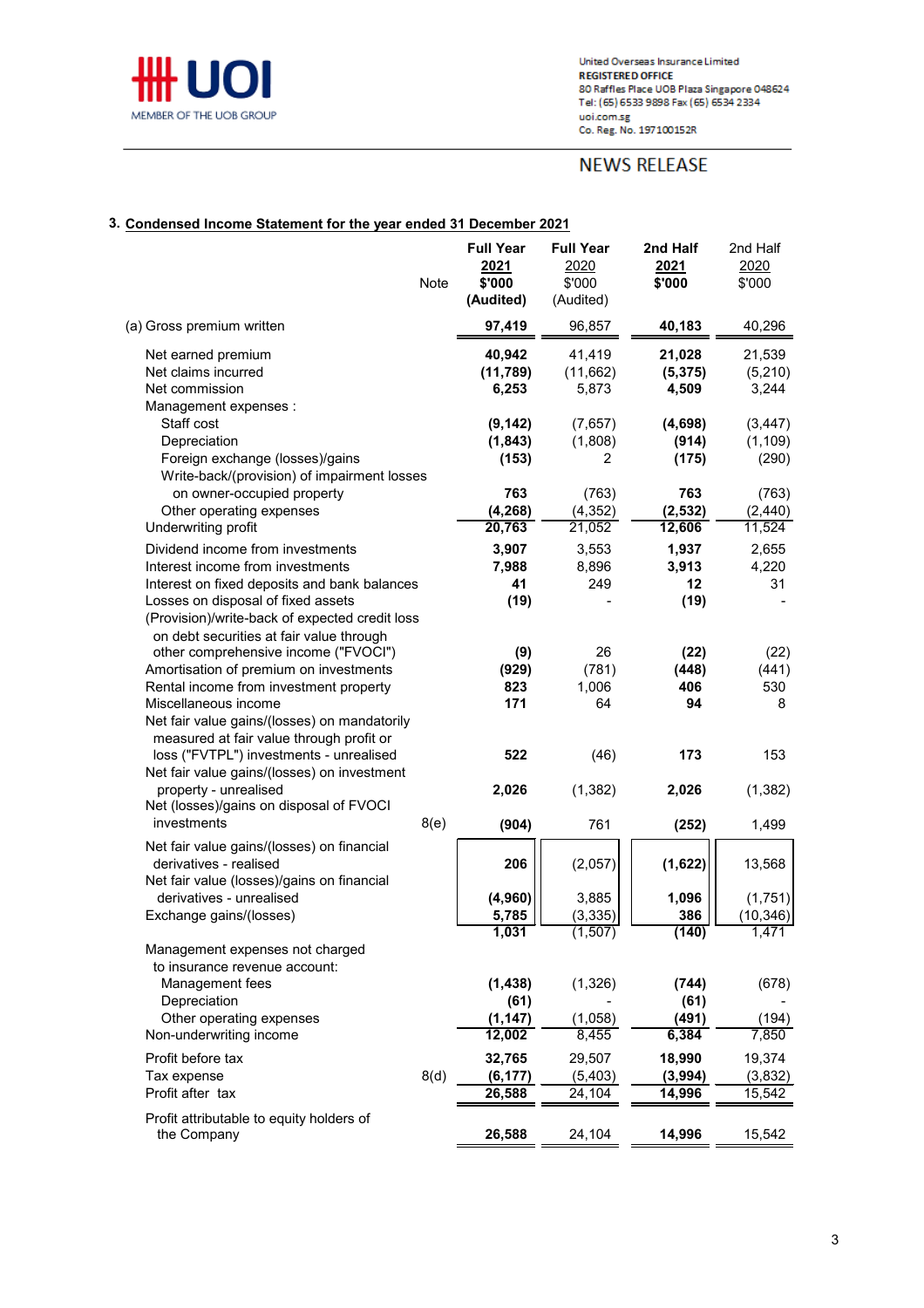United Overseas Insurance Limited
**REGISTERED OFFICE**
80 Raffles Place UOB Plaza Singapore 048624
Tel: (65) 6533 9898 Fax (65) 6534 2334
uoi.com.sg
Co. Reg. No. 197100152R

NEWS RELEASE

### 3. Condensed Income Statement for the year ended 31 December 2021

| | Note | Full Year 2021 $'000 (Audited) | Full Year 2020 $'000 (Audited) | 2nd Half 2021 $'000 | 2nd Half 2020 $'000 |
|---|---|---|---|---|---|
| (a) Gross premium written | | **97,419** | 96,857 | **40,183** | 40,296 |
| Net earned premium | | **40,942** | 41,419 | **21,028** | 21,539 |
| Net claims incurred | | **(11,789)** | (11,662) | **(5,375)** | (5,210) |
| Net commission | | **6,253** | 5,873 | **4,509** | 3,244 |
| Management expenses : | | | | | |
| Staff cost | | **(9,142)** | (7,657) | **(4,698)** | (3,447) |
| Depreciation | | **(1,843)** | (1,808) | **(914)** | (1,109) |
| Foreign exchange (losses)/gains | | **(153)** | 2 | **(175)** | (290) |
| Write-back/(provision) of impairment losses on owner-occupied property | | **763** | (763) | **763** | (763) |
| Other operating expenses | | **(4,268)** | (4,352) | **(2,532)** | (2,440) |
| Underwriting profit | | **20,763** | 21,052 | **12,606** | 11,524 |
| Dividend income from investments | | **3,907** | 3,553 | **1,937** | 2,655 |
| Interest income from investments | | **7,988** | 8,896 | **3,913** | 4,220 |
| Interest on fixed deposits and bank balances | | **41** | 249 | **12** | 31 |
| Losses on disposal of fixed assets | | **(19)** | - | **(19)** | - |
| (Provision)/write-back of expected credit loss on debt securities at fair value through other comprehensive income ("FVOCI") | | **(9)** | 26 | **(22)** | (22) |
| Amortisation of premium on investments | | **(929)** | (781) | **(448)** | (441) |
| Rental income from investment property | | **823** | 1,006 | **406** | 530 |
| Miscellaneous income | | **171** | 64 | **94** | 8 |
| Net fair value gains/(losses) on mandatorily measured at fair value through profit or loss ("FVTPL") investments - unrealised | | **522** | (46) | **173** | 153 |
| Net fair value gains/(losses) on investment property - unrealised | | **2,026** | (1,382) | **2,026** | (1,382) |
| Net (losses)/gains on disposal of FVOCI investments | 8(e) | **(904)** | 761 | **(252)** | 1,499 |
| Net fair value gains/(losses) on financial derivatives - realised | | **206** | (2,057) | **(1,622)** | 13,568 |
| Net fair value (losses)/gains on financial derivatives - unrealised | | **(4,960)** | 3,885 | **1,096** | (1,751) |
| Exchange gains/(losses) | | **5,785** | (3,335) | **386** | (10,346) |
| | | **1,031** | (1,507) | **(140)** | 1,471 |
| Management expenses not charged to insurance revenue account: | | | | | |
| Management fees | | **(1,438)** | (1,326) | **(744)** | (678) |
| Depreciation | | **(61)** | - | **(61)** | - |
| Other operating expenses | | **(1,147)** | (1,058) | **(491)** | (194) |
| Non-underwriting income | | **12,002** | 8,455 | **6,384** | 7,850 |
| Profit before tax | | **32,765** | 29,507 | **18,990** | 19,374 |
| Tax expense | 8(d) | **(6,177)** | (5,403) | **(3,994)** | (3,832) |
| Profit after tax | | **26,588** | 24,104 | **14,996** | 15,542 |
| Profit attributable to equity holders of the Company | | **26,588** | 24,104 | **14,996** | 15,542 |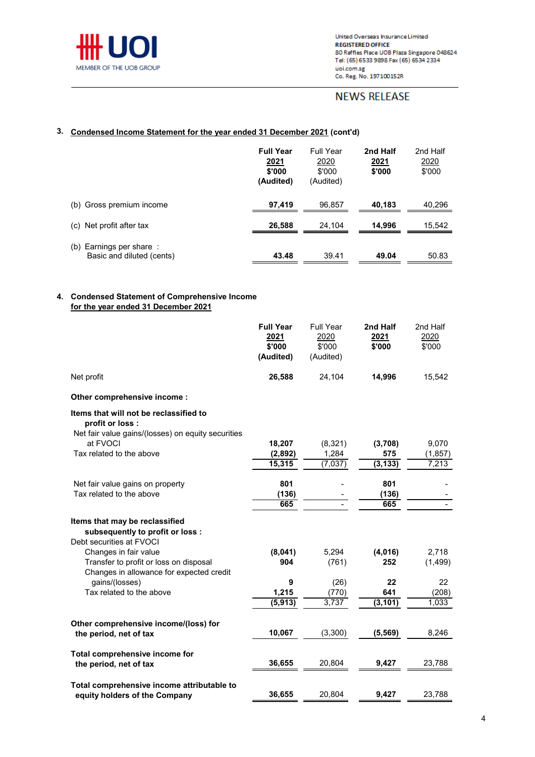United Overseas Insurance Limited
**REGISTERED OFFICE**
80 Raffles Place UOB Plaza Singapore 048624
Tel: (65) 6533 9898 Fax (65) 6534 2334
uoi.com.sg
Co. Reg. No. 197100152R

NEWS RELEASE

## 3. Condensed Income Statement for the year ended 31 December 2021 (cont'd)

| | **Full Year 2021 $'000 (Audited)** | Full Year 2020 $'000 (Audited) | **2nd Half 2021 $'000** | 2nd Half 2020 $'000 |
|---|---|---|---|---|
| (b) Gross premium income | **97,419** | 96,857 | **40,183** | 40,296 |
| (c) Net profit after tax | **26,588** | 24,104 | **14,996** | 15,542 |
| (b) Earnings per share : Basic and diluted (cents) | **43.48** | 39.41 | **49.04** | 50.83 |

## 4. Condensed Statement of Comprehensive Income for the year ended 31 December 2021

| | **Full Year 2021 $'000 (Audited)** | Full Year 2020 $'000 (Audited) | **2nd Half 2021 $'000** | 2nd Half 2020 $'000 |
|---|---|---|---|---|
| Net profit | **26,588** | 24,104 | **14,996** | 15,542 |
| **Other comprehensive income :** | | | | |
| **Items that will not be reclassified to profit or loss :** | | | | |
| Net fair value gains/(losses) on equity securities at FVOCI | **18,207** | (8,321) | **(3,708)** | 9,070 |
| Tax related to the above | **(2,892)** | 1,284 | **575** | (1,857) |
| | **15,315** | (7,037) | **(3,133)** | 7,213 |
| Net fair value gains on property | **801** | - | **801** | - |
| Tax related to the above | **(136)** | - | **(136)** | - |
| | **665** | - | **665** | - |
| **Items that may be reclassified subsequently to profit or loss :** | | | | |
| Debt securities at FVOCI | | | | |
| Changes in fair value | **(8,041)** | 5,294 | **(4,016)** | 2,718 |
| Transfer to profit or loss on disposal | **904** | (761) | **252** | (1,499) |
| Changes in allowance for expected credit gains/(losses) | **9** | (26) | **22** | 22 |
| Tax related to the above | **1,215** | (770) | **641** | (208) |
| | **(5,913)** | 3,737 | **(3,101)** | 1,033 |
| **Other comprehensive income/(loss) for the period, net of tax** | **10,067** | (3,300) | **(5,569)** | 8,246 |
| **Total comprehensive income for the period, net of tax** | **36,655** | 20,804 | **9,427** | 23,788 |
| **Total comprehensive income attributable to equity holders of the Company** | **36,655** | 20,804 | **9,427** | 23,788 |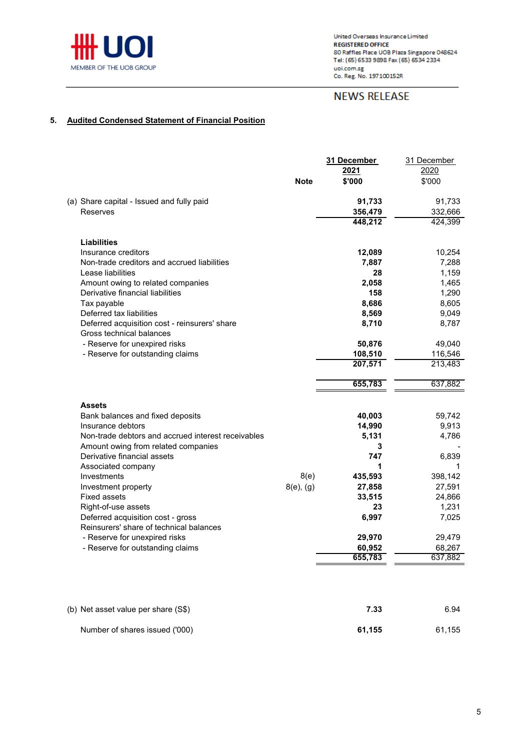## 5. Audited Condensed Statement of Financial Position

| | Note | 31 December 2021 $'000 | 31 December 2020 $'000 |
|---|---|---|---|
| (a) Share capital - Issued and fully paid | | **91,733** | 91,733 |
| Reserves | | **356,479** | 332,666 |
| | | **448,212** | 424,399 |
| **Liabilities** | | | |
| Insurance creditors | | **12,089** | 10,254 |
| Non-trade creditors and accrued liabilities | | **7,887** | 7,288 |
| Lease liabilities | | **28** | 1,159 |
| Amount owing to related companies | | **2,058** | 1,465 |
| Derivative financial liabilities | | **158** | 1,290 |
| Tax payable | | **8,686** | 8,605 |
| Deferred tax liabilities | | **8,569** | 9,049 |
| Deferred acquisition cost - reinsurers' share | | **8,710** | 8,787 |
| Gross technical balances | | | |
| - Reserve for unexpired risks | | **50,876** | 49,040 |
| - Reserve for outstanding claims | | **108,510** | 116,546 |
| | | **207,571** | 213,483 |
| | | **655,783** | 637,882 |
| **Assets** | | | |
| Bank balances and fixed deposits | | **40,003** | 59,742 |
| Insurance debtors | | **14,990** | 9,913 |
| Non-trade debtors and accrued interest receivables | | **5,131** | 4,786 |
| Amount owing from related companies | | **3** | - |
| Derivative financial assets | | **747** | 6,839 |
| Associated company | | **1** | 1 |
| Investments | 8(e) | **435,593** | 398,142 |
| Investment property | 8(e), (g) | **27,858** | 27,591 |
| Fixed assets | | **33,515** | 24,866 |
| Right-of-use assets | | **23** | 1,231 |
| Deferred acquisition cost - gross | | **6,997** | 7,025 |
| Reinsurers' share of technical balances | | | |
| - Reserve for unexpired risks | | **29,970** | 29,479 |
| - Reserve for outstanding claims | | **60,952** | 68,267 |
| | | **655,783** | 637,882 |

| | | 31 December 2021 | 31 December 2020 |
|---|---|---|---|
| (b) Net asset value per share (S$) | | **7.33** | 6.94 |
| Number of shares issued ('000) | | **61,155** | 61,155 |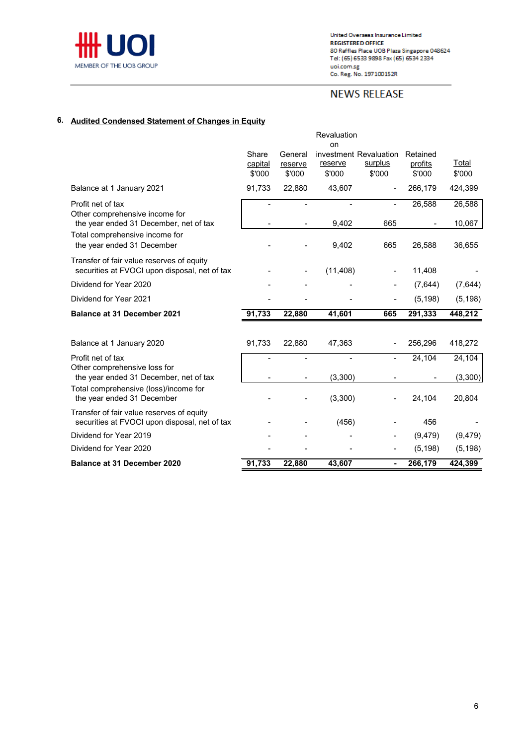United Overseas Insurance Limited
**REGISTERED OFFICE**
80 Raffles Place UOB Plaza Singapore 048624
Tel: (65) 6533 9898 Fax (65) 6534 2334
uoi.com.sg
Co. Reg. No. 197100152R

NEWS RELEASE

## 6. Audited Condensed Statement of Changes in Equity

| | Share capital $'000 | General reserve $'000 | Revaluation on investment reserve $'000 | Revaluation surplus $'000 | Retained profits $'000 | Total $'000 |
|---|---|---|---|---|---|---|
| Balance at 1 January 2021 | 91,733 | 22,880 | 43,607 | - | 266,179 | 424,399 |
| Profit net of tax | - | - | - | - | 26,588 | 26,588 |
| Other comprehensive income for the year ended 31 December, net of tax | - | - | 9,402 | 665 | - | 10,067 |
| Total comprehensive income for the year ended 31 December | - | - | 9,402 | 665 | 26,588 | 36,655 |
| Transfer of fair value reserves of equity securities at FVOCI upon disposal, net of tax | - | - | (11,408) | - | 11,408 | - |
| Dividend for Year 2020 | - | - | - | - | (7,644) | (7,644) |
| Dividend for Year 2021 | - | - | - | - | (5,198) | (5,198) |
| **Balance at 31 December 2021** | **91,733** | **22,880** | **41,601** | **665** | **291,333** | **448,212** |
| | | | | | | |
| Balance at 1 January 2020 | 91,733 | 22,880 | 47,363 | - | 256,296 | 418,272 |
| Profit net of tax | - | - | - | - | 24,104 | 24,104 |
| Other comprehensive loss for the year ended 31 December, net of tax | - | - | (3,300) | - | - | (3,300) |
| Total comprehensive (loss)/income for the year ended 31 December | - | - | (3,300) | - | 24,104 | 20,804 |
| Transfer of fair value reserves of equity securities at FVOCI upon disposal, net of tax | - | - | (456) | - | 456 | - |
| Dividend for Year 2019 | - | - | - | - | (9,479) | (9,479) |
| Dividend for Year 2020 | - | - | - | - | (5,198) | (5,198) |
| **Balance at 31 December 2020** | **91,733** | **22,880** | **43,607** | **-** | **266,179** | **424,399** |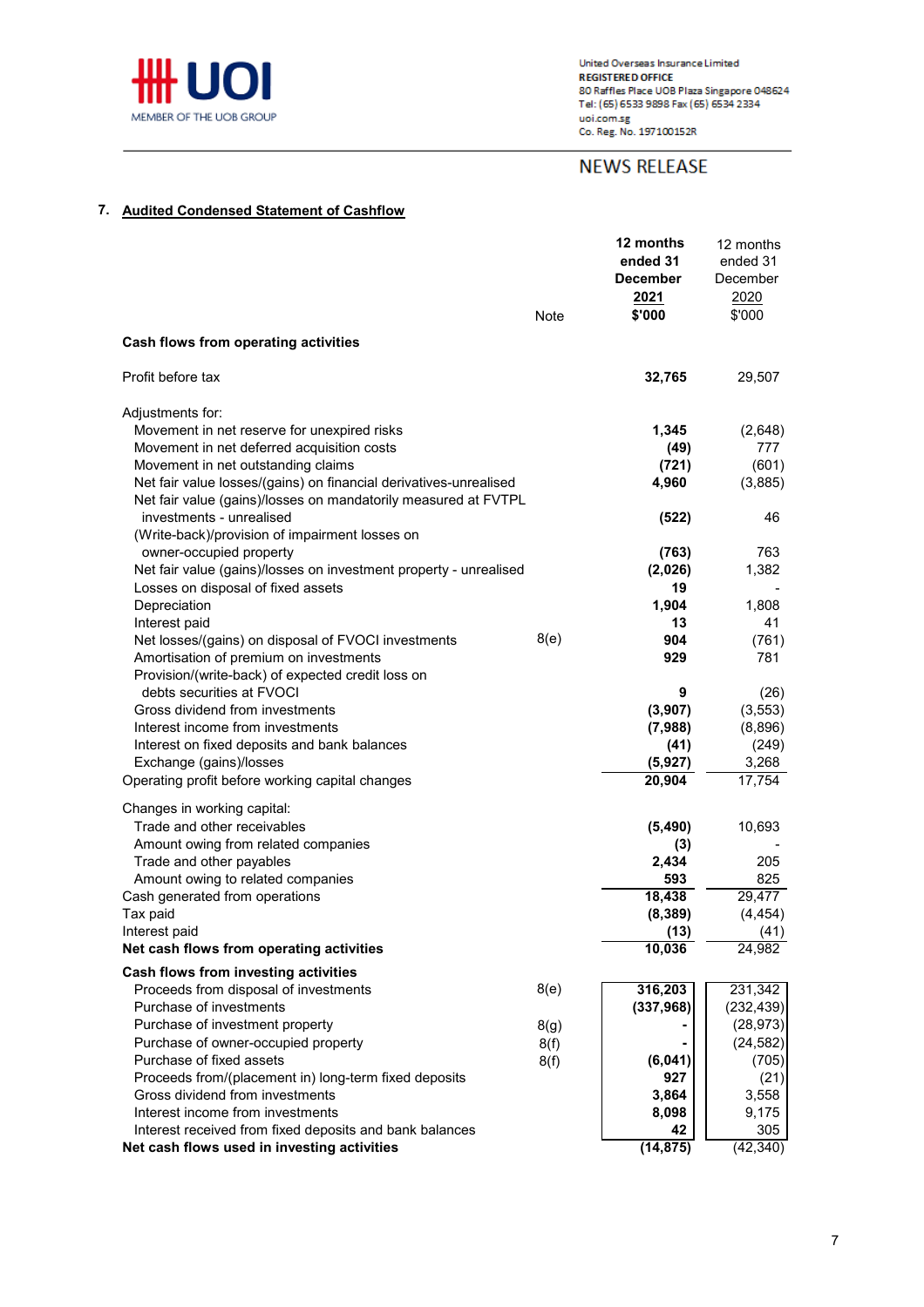## 7. Audited Condensed Statement of Cashflow

| | Note | 12 months ended 31 December 2021 $'000 | 12 months ended 31 December 2020 $'000 |
|---|---|---|---|
| **Cash flows from operating activities** | | | |
| Profit before tax | | **32,765** | 29,507 |
| Adjustments for: | | | |
| Movement in net reserve for unexpired risks | | **1,345** | (2,648) |
| Movement in net deferred acquisition costs | | **(49)** | 777 |
| Movement in net outstanding claims | | **(721)** | (601) |
| Net fair value losses/(gains) on financial derivatives-unrealised | | **4,960** | (3,885) |
| Net fair value (gains)/losses on mandatorily measured at FVTPL investments - unrealised | | **(522)** | 46 |
| (Write-back)/provision of impairment losses on owner-occupied property | | **(763)** | 763 |
| Net fair value (gains)/losses on investment property - unrealised | | **(2,026)** | 1,382 |
| Losses on disposal of fixed assets | | **19** | - |
| Depreciation | | **1,904** | 1,808 |
| Interest paid | | **13** | 41 |
| Net losses/(gains) on disposal of FVOCI investments | 8(e) | **904** | (761) |
| Amortisation of premium on investments | | **929** | 781 |
| Provision/(write-back) of expected credit loss on debts securities at FVOCI | | **9** | (26) |
| Gross dividend from investments | | **(3,907)** | (3,553) |
| Interest income from investments | | **(7,988)** | (8,896) |
| Interest on fixed deposits and bank balances | | **(41)** | (249) |
| Exchange (gains)/losses | | **(5,927)** | 3,268 |
| Operating profit before working capital changes | | **20,904** | 17,754 |
| Changes in working capital: | | | |
| Trade and other receivables | | **(5,490)** | 10,693 |
| Amount owing from related companies | | **(3)** | - |
| Trade and other payables | | **2,434** | 205 |
| Amount owing to related companies | | **593** | 825 |
| Cash generated from operations | | **18,438** | 29,477 |
| Tax paid | | **(8,389)** | (4,454) |
| Interest paid | | **(13)** | (41) |
| **Net cash flows from operating activities** | | **10,036** | 24,982 |
| **Cash flows from investing activities** | | | |
| Proceeds from disposal of investments | 8(e) | **316,203** | 231,342 |
| Purchase of investments | | **(337,968)** | (232,439) |
| Purchase of investment property | 8(g) | **-** | (28,973) |
| Purchase of owner-occupied property | 8(f) | **-** | (24,582) |
| Purchase of fixed assets | 8(f) | **(6,041)** | (705) |
| Proceeds from/(placement in) long-term fixed deposits | | **927** | (21) |
| Gross dividend from investments | | **3,864** | 3,558 |
| Interest income from investments | | **8,098** | 9,175 |
| Interest received from fixed deposits and bank balances | | **42** | 305 |
| **Net cash flows used in investing activities** | | **(14,875)** | (42,340) |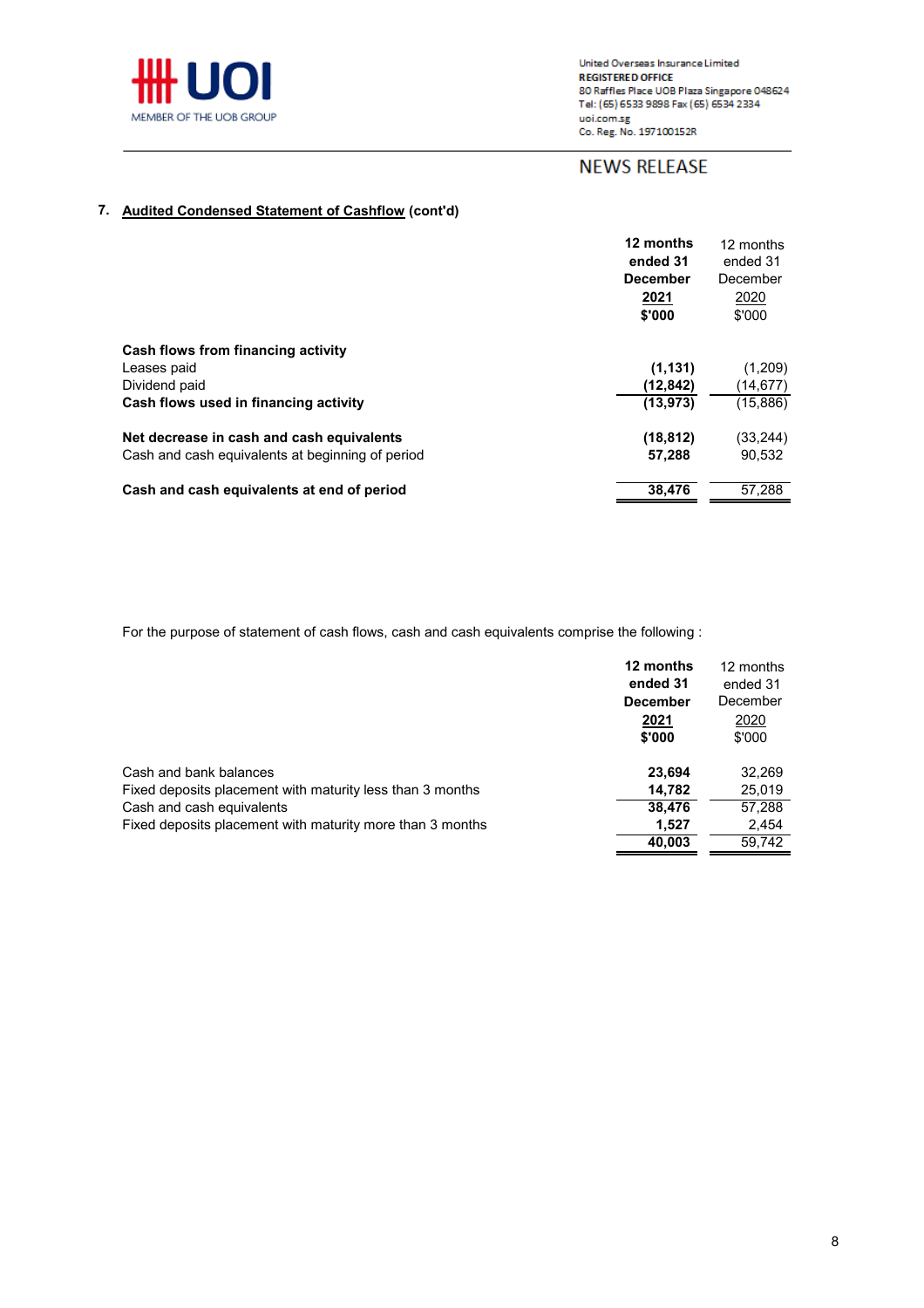## 7. Audited Condensed Statement of Cashflow (cont'd)

| | 12 months ended 31 December 2021 $'000 | 12 months ended 31 December 2020 $'000 |
|---|---|---|
| **Cash flows from financing activity** | | |
| Leases paid | (1,131) | (1,209) |
| Dividend paid | (12,842) | (14,677) |
| **Cash flows used in financing activity** | (13,973) | (15,886) |
| | | |
| **Net decrease in cash and cash equivalents** | (18,812) | (33,244) |
| Cash and cash equivalents at beginning of period | 57,288 | 90,532 |
| | | |
| **Cash and cash equivalents at end of period** | 38,476 | 57,288 |

For the purpose of statement of cash flows, cash and cash equivalents comprise the following :

| | 12 months ended 31 December 2021 $'000 | 12 months ended 31 December 2020 $'000 |
|---|---|---|
| Cash and bank balances | 23,694 | 32,269 |
| Fixed deposits placement with maturity less than 3 months | 14,782 | 25,019 |
| Cash and cash equivalents | 38,476 | 57,288 |
| Fixed deposits placement with maturity more than 3 months | 1,527 | 2,454 |
| | 40,003 | 59,742 |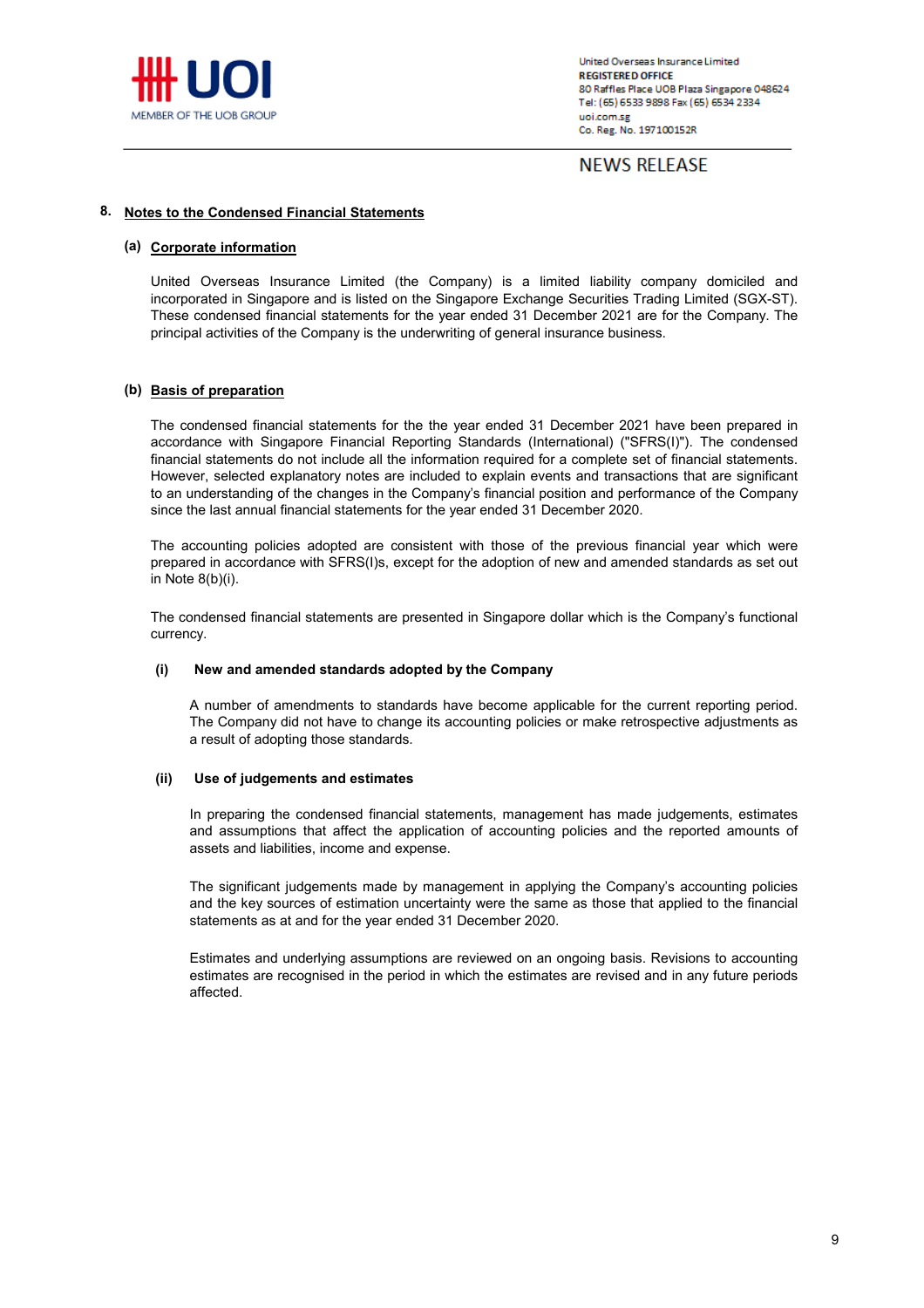## 8. Notes to the Condensed Financial Statements

### (a) Corporate information

United Overseas Insurance Limited (the Company) is a limited liability company domiciled and incorporated in Singapore and is listed on the Singapore Exchange Securities Trading Limited (SGX-ST). These condensed financial statements for the year ended 31 December 2021 are for the Company. The principal activities of the Company is the underwriting of general insurance business.

### (b) Basis of preparation

The condensed financial statements for the the year ended 31 December 2021 have been prepared in accordance with Singapore Financial Reporting Standards (International) ("SFRS(I)"). The condensed financial statements do not include all the information required for a complete set of financial statements. However, selected explanatory notes are included to explain events and transactions that are significant to an understanding of the changes in the Company's financial position and performance of the Company since the last annual financial statements for the year ended 31 December 2020.

The accounting policies adopted are consistent with those of the previous financial year which were prepared in accordance with SFRS(I)s, except for the adoption of new and amended standards as set out in Note 8(b)(i).

The condensed financial statements are presented in Singapore dollar which is the Company's functional currency.

#### (i) New and amended standards adopted by the Company

A number of amendments to standards have become applicable for the current reporting period. The Company did not have to change its accounting policies or make retrospective adjustments as a result of adopting those standards.

#### (ii) Use of judgements and estimates

In preparing the condensed financial statements, management has made judgements, estimates and assumptions that affect the application of accounting policies and the reported amounts of assets and liabilities, income and expense.

The significant judgements made by management in applying the Company's accounting policies and the key sources of estimation uncertainty were the same as those that applied to the financial statements as at and for the year ended 31 December 2020.

Estimates and underlying assumptions are reviewed on an ongoing basis. Revisions to accounting estimates are recognised in the period in which the estimates are revised and in any future periods affected.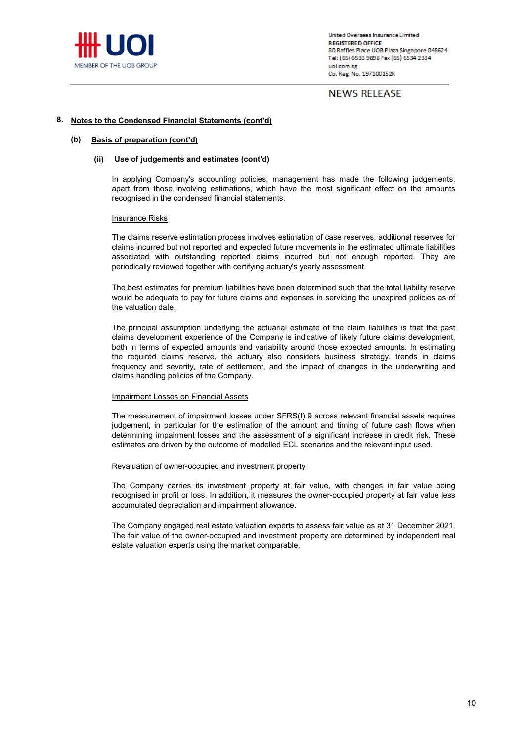## 8. Notes to the Condensed Financial Statements (cont'd)

### (b) Basis of preparation (cont'd)

#### (ii) Use of judgements and estimates (cont'd)

In applying Company's accounting policies, management has made the following judgements, apart from those involving estimations, which have the most significant effect on the amounts recognised in the condensed financial statements.

Insurance Risks

The claims reserve estimation process involves estimation of case reserves, additional reserves for claims incurred but not reported and expected future movements in the estimated ultimate liabilities associated with outstanding reported claims incurred but not enough reported. They are periodically reviewed together with certifying actuary's yearly assessment.

The best estimates for premium liabilities have been determined such that the total liability reserve would be adequate to pay for future claims and expenses in servicing the unexpired policies as of the valuation date.

The principal assumption underlying the actuarial estimate of the claim liabilities is that the past claims development experience of the Company is indicative of likely future claims development, both in terms of expected amounts and variability around those expected amounts. In estimating the required claims reserve, the actuary also considers business strategy, trends in claims frequency and severity, rate of settlement, and the impact of changes in the underwriting and claims handling policies of the Company.

Impairment Losses on Financial Assets

The measurement of impairment losses under SFRS(I) 9 across relevant financial assets requires judgement, in particular for the estimation of the amount and timing of future cash flows when determining impairment losses and the assessment of a significant increase in credit risk. These estimates are driven by the outcome of modelled ECL scenarios and the relevant input used.

Revaluation of owner-occupied and investment property

The Company carries its investment property at fair value, with changes in fair value being recognised in profit or loss. In addition, it measures the owner-occupied property at fair value less accumulated depreciation and impairment allowance.

The Company engaged real estate valuation experts to assess fair value as at 31 December 2021. The fair value of the owner-occupied and investment property are determined by independent real estate valuation experts using the market comparable.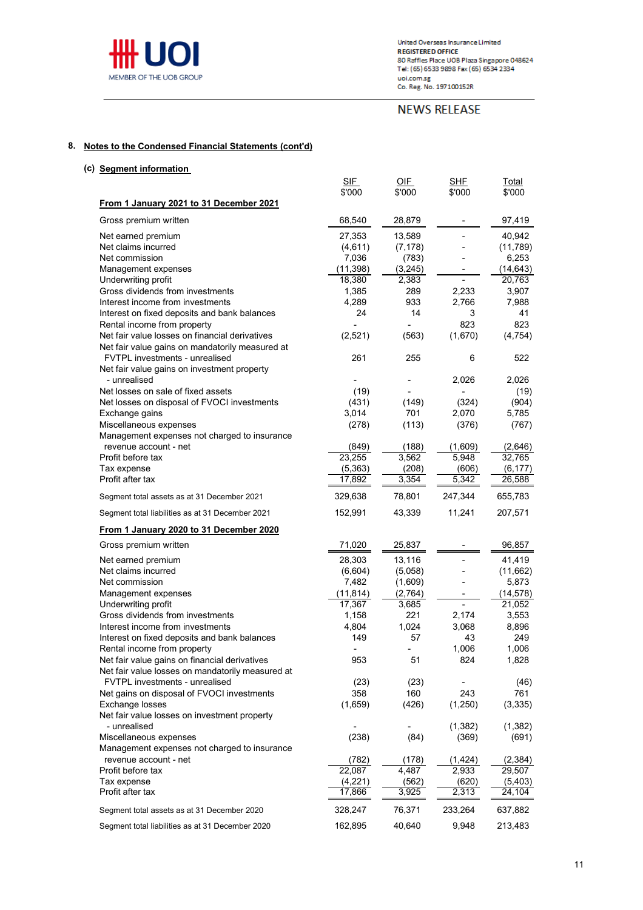## 8. Notes to the Condensed Financial Statements (cont'd)

### (c) Segment information

| | SIF $'000 | OIF $'000 | SHF $'000 | Total $'000 |
|---|---|---|---|---|
| **From 1 January 2021 to 31 December 2021** | | | | |
| Gross premium written | 68,540 | 28,879 | - | 97,419 |
| Net earned premium | 27,353 | 13,589 | - | 40,942 |
| Net claims incurred | (4,611) | (7,178) | - | (11,789) |
| Net commission | 7,036 | (783) | - | 6,253 |
| Management expenses | (11,398) | (3,245) | - | (14,643) |
| Underwriting profit | 18,380 | 2,383 | - | 20,763 |
| Gross dividends from investments | 1,385 | 289 | 2,233 | 3,907 |
| Interest income from investments | 4,289 | 933 | 2,766 | 7,988 |
| Interest on fixed deposits and bank balances | 24 | 14 | 3 | 41 |
| Rental income from property | - | - | 823 | 823 |
| Net fair value losses on financial derivatives | (2,521) | (563) | (1,670) | (4,754) |
| Net fair value gains on mandatorily measured at FVTPL investments - unrealised | 261 | 255 | 6 | 522 |
| Net fair value gains on investment property - unrealised | - | - | 2,026 | 2,026 |
| Net losses on sale of fixed assets | (19) | - | - | (19) |
| Net losses on disposal of FVOCI investments | (431) | (149) | (324) | (904) |
| Exchange gains | 3,014 | 701 | 2,070 | 5,785 |
| Miscellaneous expenses | (278) | (113) | (376) | (767) |
| Management expenses not charged to insurance revenue account - net | (849) | (188) | (1,609) | (2,646) |
| Profit before tax | 23,255 | 3,562 | 5,948 | 32,765 |
| Tax expense | (5,363) | (208) | (606) | (6,177) |
| Profit after tax | 17,892 | 3,354 | 5,342 | 26,588 |
| Segment total assets as at 31 December 2021 | 329,638 | 78,801 | 247,344 | 655,783 |
| Segment total liabilities as at 31 December 2021 | 152,991 | 43,339 | 11,241 | 207,571 |
| **From 1 January 2020 to 31 December 2020** | | | | |
| Gross premium written | 71,020 | 25,837 | - | 96,857 |
| Net earned premium | 28,303 | 13,116 | - | 41,419 |
| Net claims incurred | (6,604) | (5,058) | - | (11,662) |
| Net commission | 7,482 | (1,609) | - | 5,873 |
| Management expenses | (11,814) | (2,764) | - | (14,578) |
| Underwriting profit | 17,367 | 3,685 | - | 21,052 |
| Gross dividends from investments | 1,158 | 221 | 2,174 | 3,553 |
| Interest income from investments | 4,804 | 1,024 | 3,068 | 8,896 |
| Interest on fixed deposits and bank balances | 149 | 57 | 43 | 249 |
| Rental income from property | - | - | 1,006 | 1,006 |
| Net fair value gains on financial derivatives | 953 | 51 | 824 | 1,828 |
| Net fair value losses on mandatorily measured at FVTPL investments - unrealised | (23) | (23) | - | (46) |
| Net gains on disposal of FVOCI investments | 358 | 160 | 243 | 761 |
| Exchange losses | (1,659) | (426) | (1,250) | (3,335) |
| Net fair value losses on investment property - unrealised | - | - | (1,382) | (1,382) |
| Miscellaneous expenses | (238) | (84) | (369) | (691) |
| Management expenses not charged to insurance revenue account - net | (782) | (178) | (1,424) | (2,384) |
| Profit before tax | 22,087 | 4,487 | 2,933 | 29,507 |
| Tax expense | (4,221) | (562) | (620) | (5,403) |
| Profit after tax | 17,866 | 3,925 | 2,313 | 24,104 |
| Segment total assets as at 31 December 2020 | 328,247 | 76,371 | 233,264 | 637,882 |
| Segment total liabilities as at 31 December 2020 | 162,895 | 40,640 | 9,948 | 213,483 |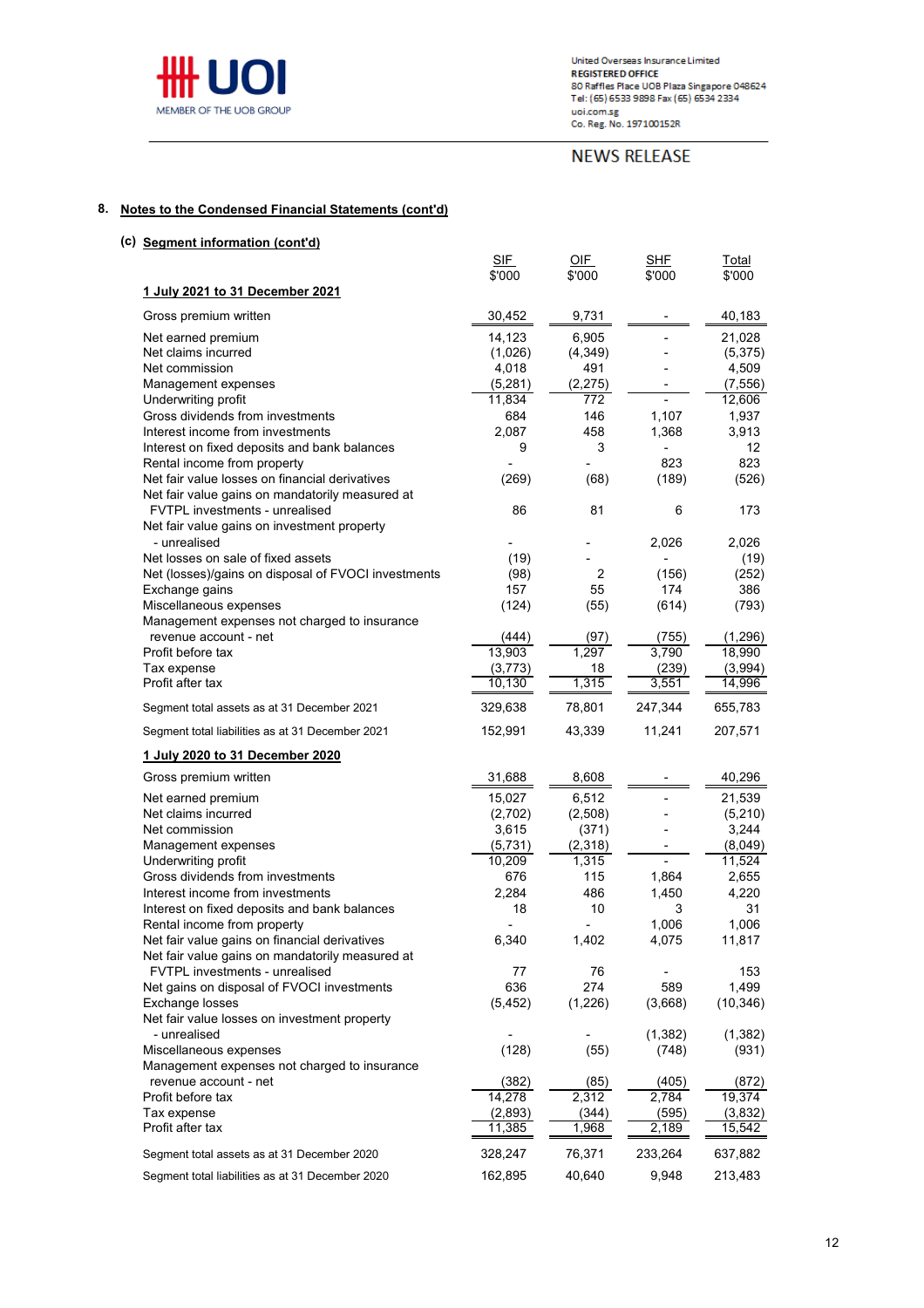## 8. Notes to the Condensed Financial Statements (cont'd)

### (c) Segment information (cont'd)

| | SIF $'000 | OIF $'000 | SHF $'000 | Total $'000 |
|---|---|---|---|---|
| **1 July 2021 to 31 December 2021** | | | | |
| Gross premium written | 30,452 | 9,731 | - | 40,183 |
| Net earned premium | 14,123 | 6,905 | - | 21,028 |
| Net claims incurred | (1,026) | (4,349) | - | (5,375) |
| Net commission | 4,018 | 491 | - | 4,509 |
| Management expenses | (5,281) | (2,275) | - | (7,556) |
| Underwriting profit | 11,834 | 772 | - | 12,606 |
| Gross dividends from investments | 684 | 146 | 1,107 | 1,937 |
| Interest income from investments | 2,087 | 458 | 1,368 | 3,913 |
| Interest on fixed deposits and bank balances | 9 | 3 | - | 12 |
| Rental income from property | - | - | 823 | 823 |
| Net fair value losses on financial derivatives | (269) | (68) | (189) | (526) |
| Net fair value gains on mandatorily measured at FVTPL investments - unrealised | 86 | 81 | 6 | 173 |
| Net fair value gains on investment property - unrealised | - | - | 2,026 | 2,026 |
| Net losses on sale of fixed assets | (19) | - | - | (19) |
| Net (losses)/gains on disposal of FVOCI investments | (98) | 2 | (156) | (252) |
| Exchange gains | 157 | 55 | 174 | 386 |
| Miscellaneous expenses | (124) | (55) | (614) | (793) |
| Management expenses not charged to insurance revenue account - net | (444) | (97) | (755) | (1,296) |
| Profit before tax | 13,903 | 1,297 | 3,790 | 18,990 |
| Tax expense | (3,773) | 18 | (239) | (3,994) |
| Profit after tax | 10,130 | 1,315 | 3,551 | 14,996 |
| Segment total assets as at 31 December 2021 | 329,638 | 78,801 | 247,344 | 655,783 |
| Segment total liabilities as at 31 December 2021 | 152,991 | 43,339 | 11,241 | 207,571 |
| **1 July 2020 to 31 December 2020** | | | | |
| Gross premium written | 31,688 | 8,608 | - | 40,296 |
| Net earned premium | 15,027 | 6,512 | - | 21,539 |
| Net claims incurred | (2,702) | (2,508) | - | (5,210) |
| Net commission | 3,615 | (371) | - | 3,244 |
| Management expenses | (5,731) | (2,318) | - | (8,049) |
| Underwriting profit | 10,209 | 1,315 | - | 11,524 |
| Gross dividends from investments | 676 | 115 | 1,864 | 2,655 |
| Interest income from investments | 2,284 | 486 | 1,450 | 4,220 |
| Interest on fixed deposits and bank balances | 18 | 10 | 3 | 31 |
| Rental income from property | - | - | 1,006 | 1,006 |
| Net fair value gains on financial derivatives | 6,340 | 1,402 | 4,075 | 11,817 |
| Net fair value gains on mandatorily measured at FVTPL investments - unrealised | 77 | 76 | - | 153 |
| Net gains on disposal of FVOCI investments | 636 | 274 | 589 | 1,499 |
| Exchange losses | (5,452) | (1,226) | (3,668) | (10,346) |
| Net fair value losses on investment property - unrealised | - | - | (1,382) | (1,382) |
| Miscellaneous expenses | (128) | (55) | (748) | (931) |
| Management expenses not charged to insurance revenue account - net | (382) | (85) | (405) | (872) |
| Profit before tax | 14,278 | 2,312 | 2,784 | 19,374 |
| Tax expense | (2,893) | (344) | (595) | (3,832) |
| Profit after tax | 11,385 | 1,968 | 2,189 | 15,542 |
| Segment total assets as at 31 December 2020 | 328,247 | 76,371 | 233,264 | 637,882 |
| Segment total liabilities as at 31 December 2020 | 162,895 | 40,640 | 9,948 | 213,483 |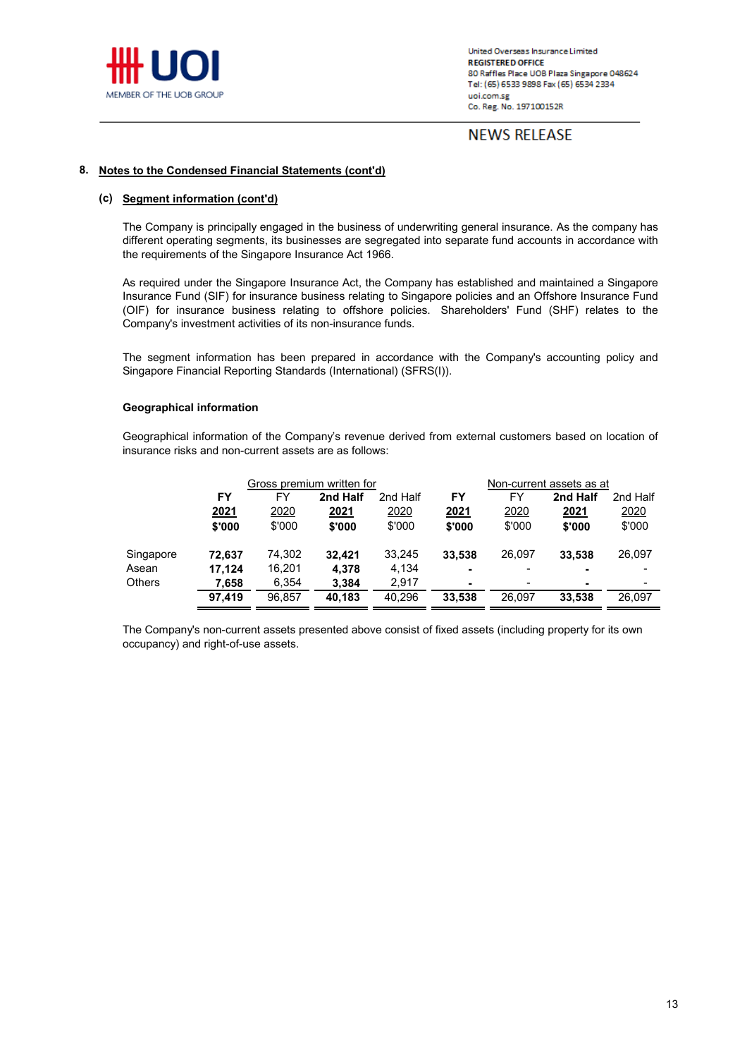## 8. Notes to the Condensed Financial Statements (cont'd)

### (c) Segment information (cont'd)

The Company is principally engaged in the business of underwriting general insurance. As the company has different operating segments, its businesses are segregated into separate fund accounts in accordance with the requirements of the Singapore Insurance Act 1966.

As required under the Singapore Insurance Act, the Company has established and maintained a Singapore Insurance Fund (SIF) for insurance business relating to Singapore policies and an Offshore Insurance Fund (OIF) for insurance business relating to offshore policies. Shareholders' Fund (SHF) relates to the Company's investment activities of its non-insurance funds.

The segment information has been prepared in accordance with the Company's accounting policy and Singapore Financial Reporting Standards (International) (SFRS(I)).

**Geographical information**

Geographical information of the Company's revenue derived from external customers based on location of insurance risks and non-current assets are as follows:

| | Gross premium written for | | | | Non-current assets as at | | | |
|---|---|---|---|---|---|---|---|---|
| | **FY 2021 $'000** | FY 2020 $'000 | **2nd Half 2021 $'000** | 2nd Half 2020 $'000 | **FY 2021 $'000** | FY 2020 $'000 | **2nd Half 2021 $'000** | 2nd Half 2020 $'000 |
| Singapore | **72,637** | 74,302 | **32,421** | 33,245 | **33,538** | 26,097 | **33,538** | 26,097 |
| Asean | **17,124** | 16,201 | **4,378** | 4,134 | **-** | - | **-** | - |
| Others | **7,658** | 6,354 | **3,384** | 2,917 | **-** | - | **-** | - |
| | **97,419** | 96,857 | **40,183** | 40,296 | **33,538** | 26,097 | **33,538** | 26,097 |

The Company's non-current assets presented above consist of fixed assets (including property for its own occupancy) and right-of-use assets.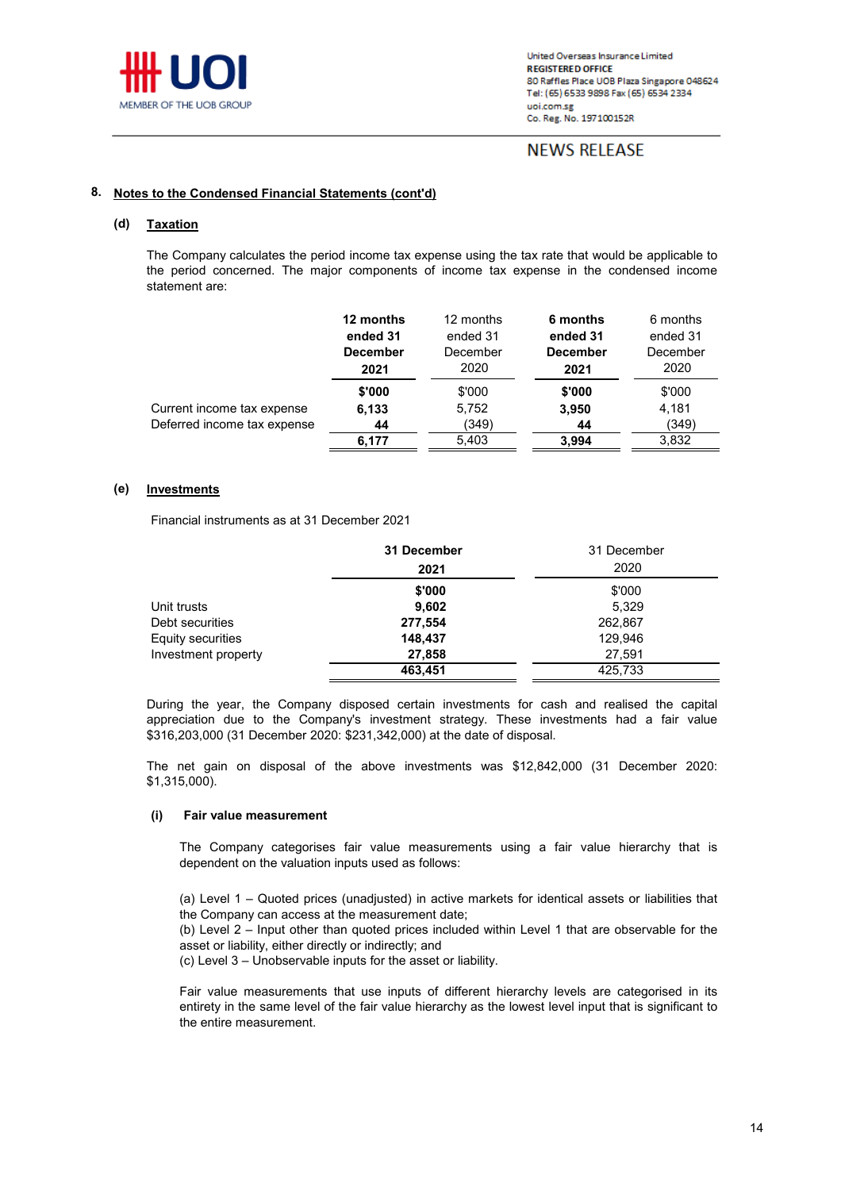## 8. Notes to the Condensed Financial Statements (cont'd)

### (d) Taxation

The Company calculates the period income tax expense using the tax rate that would be applicable to the period concerned. The major components of income tax expense in the condensed income statement are:

| | **12 months ended 31 December 2021** | 12 months ended 31 December 2020 | **6 months ended 31 December 2021** | 6 months ended 31 December 2020 |
|---|---|---|---|---|
| | **$'000** | $'000 | **$'000** | $'000 |
| Current income tax expense | **6,133** | 5,752 | **3,950** | 4,181 |
| Deferred income tax expense | **44** | (349) | **44** | (349) |
| | **6,177** | 5,403 | **3,994** | 3,832 |

### (e) Investments

Financial instruments as at 31 December 2021

| | **31 December 2021** | 31 December 2020 |
|---|---|---|
| | **$'000** | $'000 |
| Unit trusts | **9,602** | 5,329 |
| Debt securities | **277,554** | 262,867 |
| Equity securities | **148,437** | 129,946 |
| Investment property | **27,858** | 27,591 |
| | **463,451** | 425,733 |

During the year, the Company disposed certain investments for cash and realised the capital appreciation due to the Company's investment strategy. These investments had a fair value $316,203,000 (31 December 2020: $231,342,000) at the date of disposal.

The net gain on disposal of the above investments was $12,842,000 (31 December 2020: $1,315,000).

#### (i) Fair value measurement

The Company categorises fair value measurements using a fair value hierarchy that is dependent on the valuation inputs used as follows:

(a) Level 1 – Quoted prices (unadjusted) in active markets for identical assets or liabilities that the Company can access at the measurement date;
(b) Level 2 – Input other than quoted prices included within Level 1 that are observable for the asset or liability, either directly or indirectly; and
(c) Level 3 – Unobservable inputs for the asset or liability.

Fair value measurements that use inputs of different hierarchy levels are categorised in its entirety in the same level of the fair value hierarchy as the lowest level input that is significant to the entire measurement.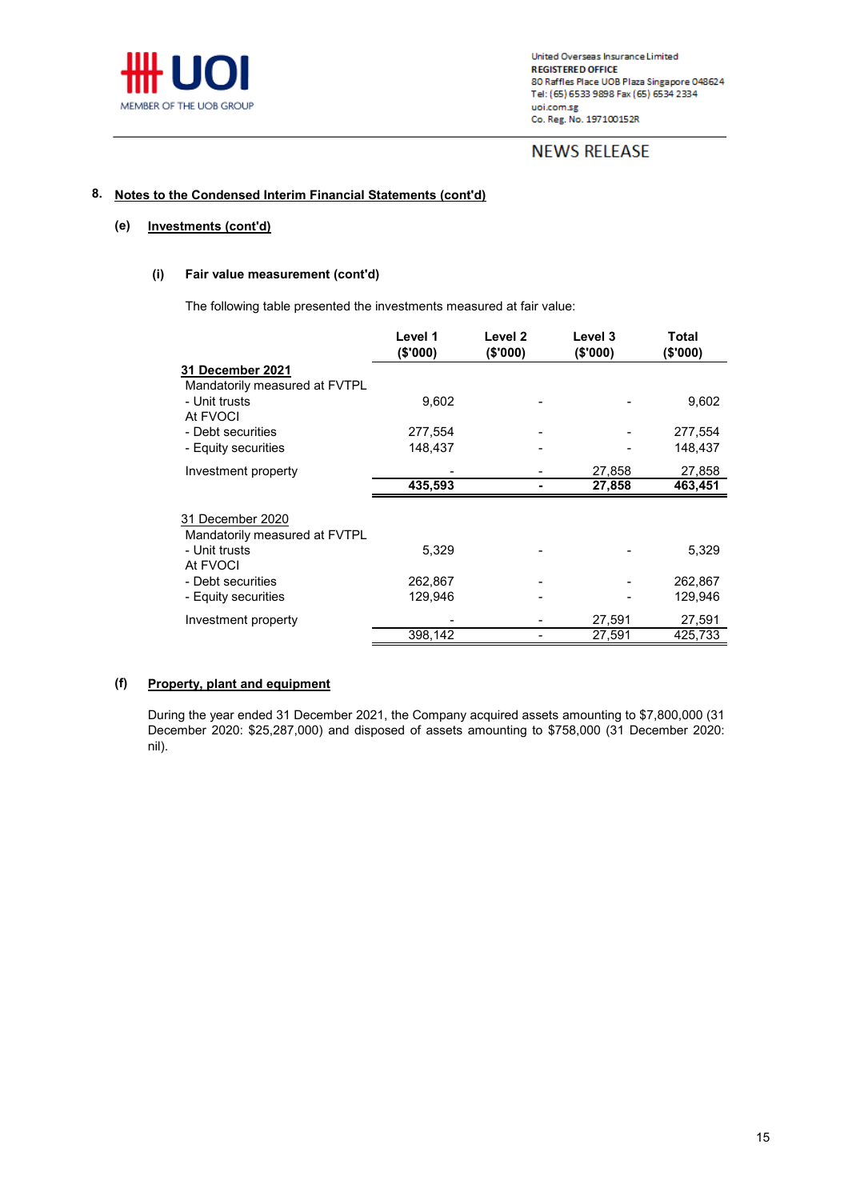United Overseas Insurance Limited
**REGISTERED OFFICE**
80 Raffles Place UOB Plaza Singapore 048624
Tel: (65) 6533 9898 Fax (65) 6534 2334
uoi.com.sg
Co. Reg. No. 197100152R

NEWS RELEASE

## 8. Notes to the Condensed Interim Financial Statements (cont'd)

### (e) Investments (cont'd)

#### (i) Fair value measurement (cont'd)

The following table presented the investments measured at fair value:

| | Level 1 ($'000) | Level 2 ($'000) | Level 3 ($'000) | Total ($'000) |
|---|---|---|---|---|
| **31 December 2021** | | | | |
| Mandatorily measured at FVTPL | | | | |
| - Unit trusts | 9,602 | - | - | 9,602 |
| At FVOCI | | | | |
| - Debt securities | 277,554 | - | - | 277,554 |
| - Equity securities | 148,437 | - | - | 148,437 |
| Investment property | - | - | 27,858 | 27,858 |
| | **435,593** | **-** | **27,858** | **463,451** |
| 31 December 2020 | | | | |
| Mandatorily measured at FVTPL | | | | |
| - Unit trusts | 5,329 | - | - | 5,329 |
| At FVOCI | | | | |
| - Debt securities | 262,867 | - | - | 262,867 |
| - Equity securities | 129,946 | - | - | 129,946 |
| Investment property | - | - | 27,591 | 27,591 |
| | 398,142 | - | 27,591 | 425,733 |

### (f) Property, plant and equipment

During the year ended 31 December 2021, the Company acquired assets amounting to $7,800,000 (31 December 2020: $25,287,000) and disposed of assets amounting to $758,000 (31 December 2020: nil).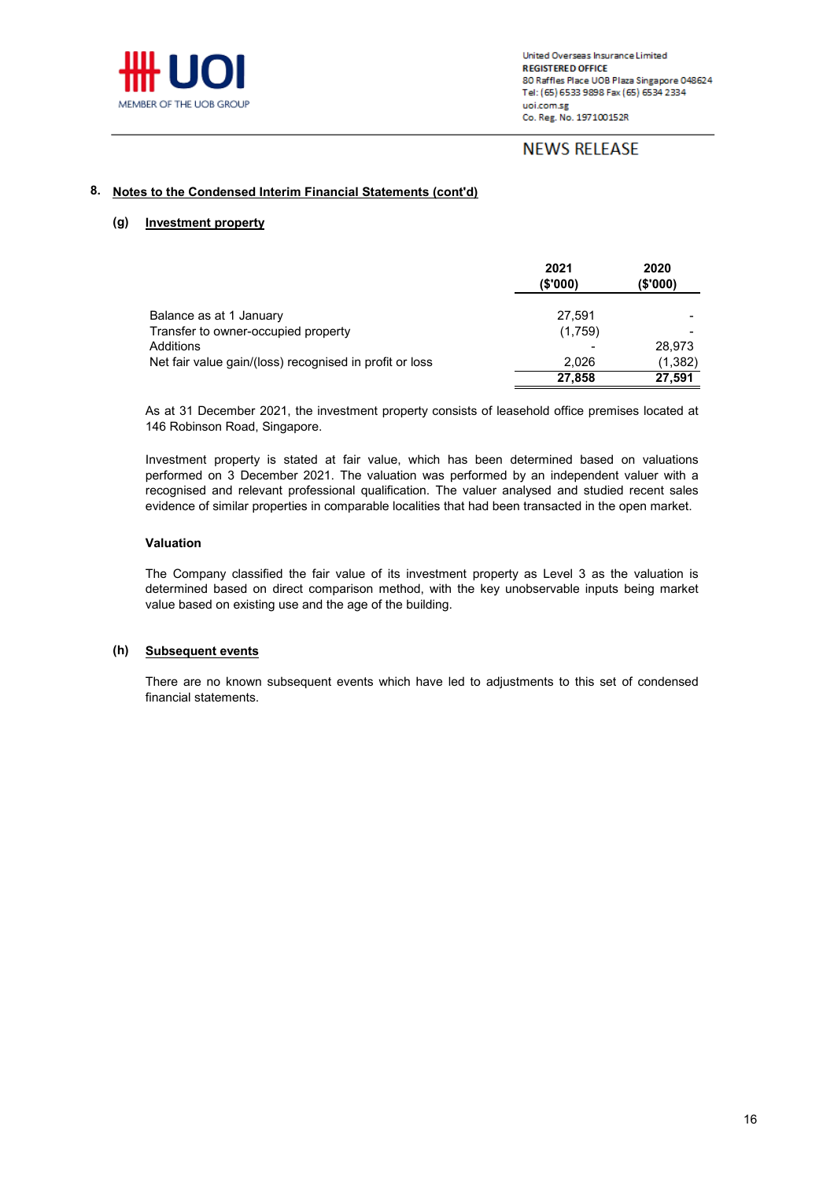United Overseas Insurance Limited
**REGISTERED OFFICE**
80 Raffles Place UOB Plaza Singapore 048624
Tel: (65) 6533 9898 Fax (65) 6534 2334
uoi.com.sg
Co. Reg. No. 197100152R

NEWS RELEASE

## 8. Notes to the Condensed Interim Financial Statements (cont'd)

### (g) Investment property

| | 2021 ($'000) | 2020 ($'000) |
|---|---|---|
| Balance as at 1 January | 27,591 | - |
| Transfer to owner-occupied property | (1,759) | - |
| Additions | - | 28,973 |
| Net fair value gain/(loss) recognised in profit or loss | 2,026 | (1,382) |
| | **27,858** | **27,591** |

As at 31 December 2021, the investment property consists of leasehold office premises located at 146 Robinson Road, Singapore.

Investment property is stated at fair value, which has been determined based on valuations performed on 3 December 2021. The valuation was performed by an independent valuer with a recognised and relevant professional qualification. The valuer analysed and studied recent sales evidence of similar properties in comparable localities that had been transacted in the open market.

**Valuation**

The Company classified the fair value of its investment property as Level 3 as the valuation is determined based on direct comparison method, with the key unobservable inputs being market value based on existing use and the age of the building.

### (h) Subsequent events

There are no known subsequent events which have led to adjustments to this set of condensed financial statements.